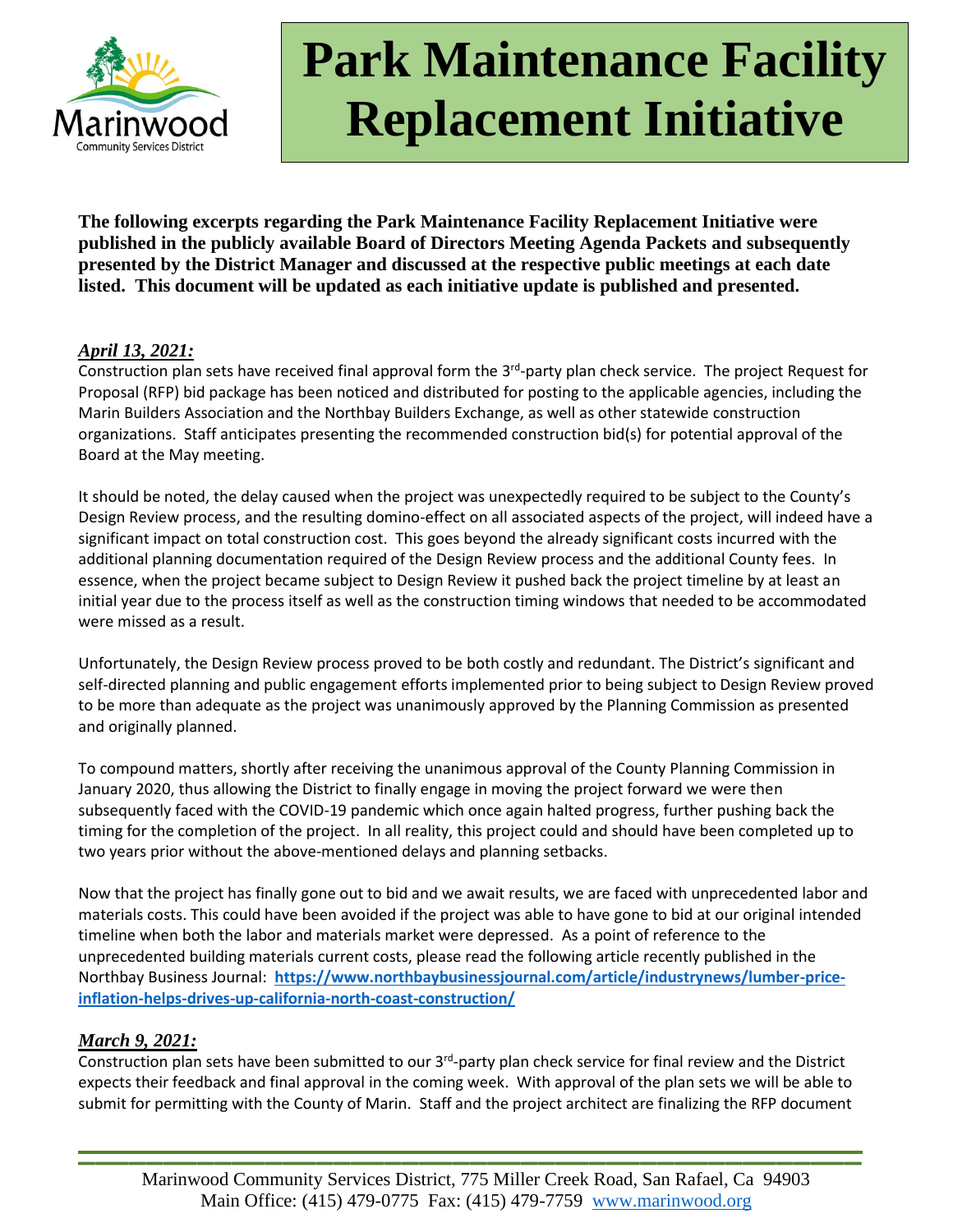# Park Maintenance Facility Replacement Initiative

**The following excerpts regarding the Park Maintenance Facility Replacement Initiative were published in the publicly available Board of Directors Meeting Agenda Packets and subsequently presented by the District Manager and discussed at the respective public meetings at each date listed. This document will be updated as each initiative update is published and presented.**

***April 13, 2021:***

Construction plan sets have received final approval form the 3rd-party plan check service. The project Request for Proposal (RFP) bid package has been noticed and distributed for posting to the applicable agencies, including the Marin Builders Association and the Northbay Builders Exchange, as well as other statewide construction organizations. Staff anticipates presenting the recommended construction bid(s) for potential approval of the Board at the May meeting.

It should be noted, the delay caused when the project was unexpectedly required to be subject to the County's Design Review process, and the resulting domino-effect on all associated aspects of the project, will indeed have a significant impact on total construction cost. This goes beyond the already significant costs incurred with the additional planning documentation required of the Design Review process and the additional County fees. In essence, when the project became subject to Design Review it pushed back the project timeline by at least an initial year due to the process itself as well as the construction timing windows that needed to be accommodated were missed as a result.

Unfortunately, the Design Review process proved to be both costly and redundant. The District's significant and self-directed planning and public engagement efforts implemented prior to being subject to Design Review proved to be more than adequate as the project was unanimously approved by the Planning Commission as presented and originally planned.

To compound matters, shortly after receiving the unanimous approval of the County Planning Commission in January 2020, thus allowing the District to finally engage in moving the project forward we were then subsequently faced with the COVID-19 pandemic which once again halted progress, further pushing back the timing for the completion of the project. In all reality, this project could and should have been completed up to two years prior without the above-mentioned delays and planning setbacks.

Now that the project has finally gone out to bid and we await results, we are faced with unprecedented labor and materials costs. This could have been avoided if the project was able to have gone to bid at our original intended timeline when both the labor and materials market were depressed. As a point of reference to the unprecedented building materials current costs, please read the following article recently published in the Northbay Business Journal: **https://www.northbaybusinessjournal.com/article/industrynews/lumber-price-inflation-helps-drives-up-california-north-coast-construction/**

***March 9, 2021:***

Construction plan sets have been submitted to our 3rd-party plan check service for final review and the District expects their feedback and final approval in the coming week. With approval of the plan sets we will be able to submit for permitting with the County of Marin. Staff and the project architect are finalizing the RFP document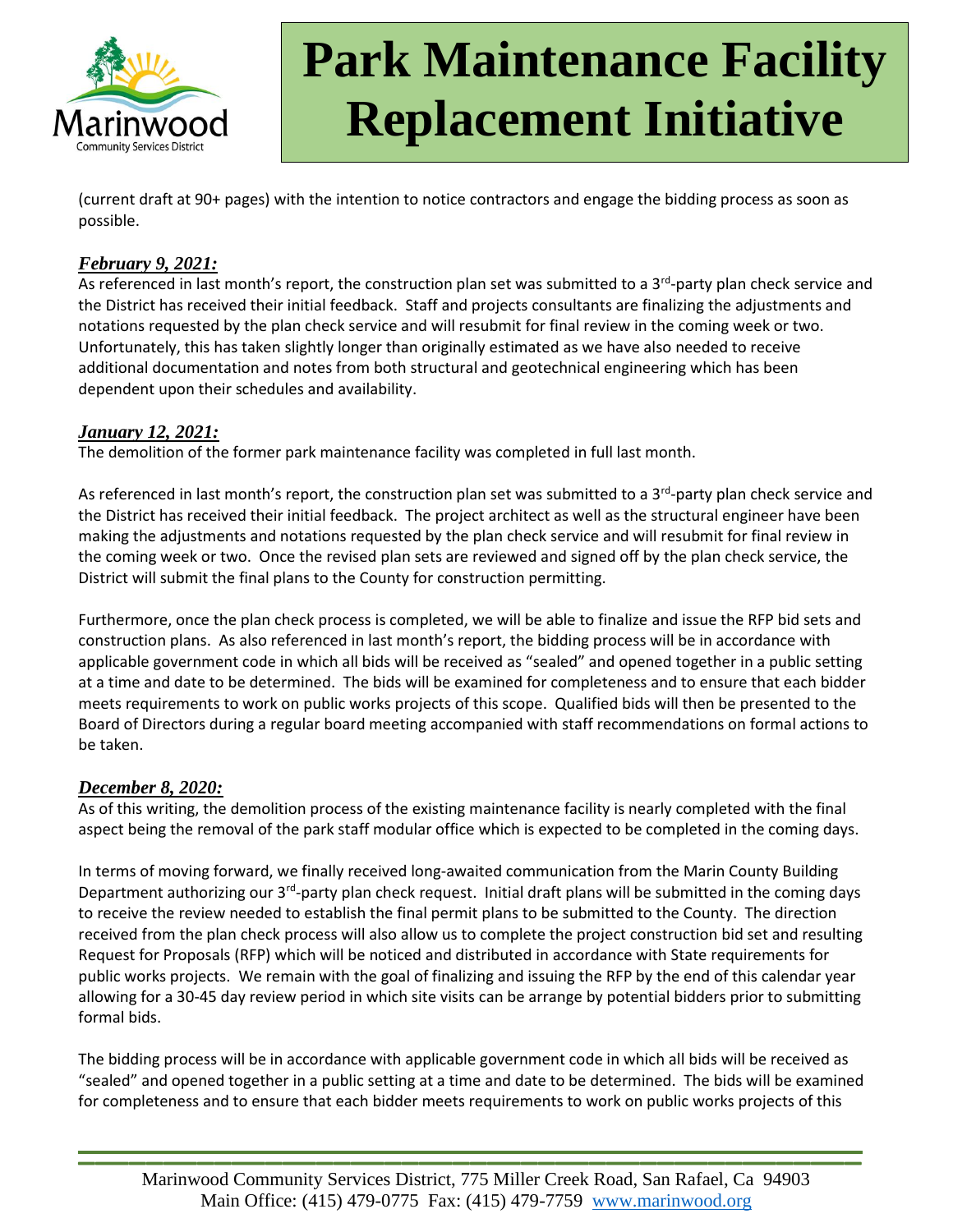(current draft at 90+ pages) with the intention to notice contractors and engage the bidding process as soon as possible.

***February 9, 2021:***

As referenced in last month's report, the construction plan set was submitted to a 3rd-party plan check service and the District has received their initial feedback. Staff and projects consultants are finalizing the adjustments and notations requested by the plan check service and will resubmit for final review in the coming week or two. Unfortunately, this has taken slightly longer than originally estimated as we have also needed to receive additional documentation and notes from both structural and geotechnical engineering which has been dependent upon their schedules and availability.

***January 12, 2021:***

The demolition of the former park maintenance facility was completed in full last month.

As referenced in last month's report, the construction plan set was submitted to a 3rd-party plan check service and the District has received their initial feedback. The project architect as well as the structural engineer have been making the adjustments and notations requested by the plan check service and will resubmit for final review in the coming week or two. Once the revised plan sets are reviewed and signed off by the plan check service, the District will submit the final plans to the County for construction permitting.

Furthermore, once the plan check process is completed, we will be able to finalize and issue the RFP bid sets and construction plans. As also referenced in last month's report, the bidding process will be in accordance with applicable government code in which all bids will be received as "sealed" and opened together in a public setting at a time and date to be determined. The bids will be examined for completeness and to ensure that each bidder meets requirements to work on public works projects of this scope. Qualified bids will then be presented to the Board of Directors during a regular board meeting accompanied with staff recommendations on formal actions to be taken.

***December 8, 2020:***

As of this writing, the demolition process of the existing maintenance facility is nearly completed with the final aspect being the removal of the park staff modular office which is expected to be completed in the coming days.

In terms of moving forward, we finally received long-awaited communication from the Marin County Building Department authorizing our 3rd-party plan check request. Initial draft plans will be submitted in the coming days to receive the review needed to establish the final permit plans to be submitted to the County. The direction received from the plan check process will also allow us to complete the project construction bid set and resulting Request for Proposals (RFP) which will be noticed and distributed in accordance with State requirements for public works projects. We remain with the goal of finalizing and issuing the RFP by the end of this calendar year allowing for a 30-45 day review period in which site visits can be arrange by potential bidders prior to submitting formal bids.

The bidding process will be in accordance with applicable government code in which all bids will be received as "sealed" and opened together in a public setting at a time and date to be determined. The bids will be examined for completeness and to ensure that each bidder meets requirements to work on public works projects of this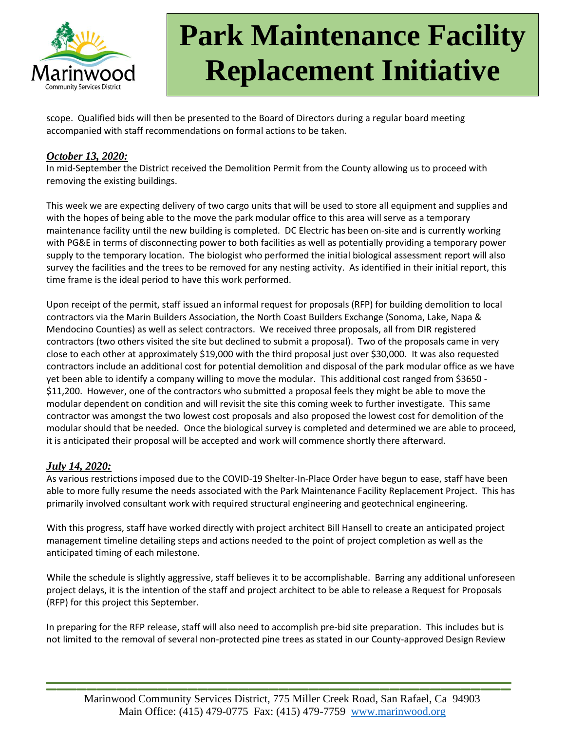scope. Qualified bids will then be presented to the Board of Directors during a regular board meeting accompanied with staff recommendations on formal actions to be taken.

***October 13, 2020:***

In mid-September the District received the Demolition Permit from the County allowing us to proceed with removing the existing buildings.

This week we are expecting delivery of two cargo units that will be used to store all equipment and supplies and with the hopes of being able to the move the park modular office to this area will serve as a temporary maintenance facility until the new building is completed. DC Electric has been on-site and is currently working with PG&E in terms of disconnecting power to both facilities as well as potentially providing a temporary power supply to the temporary location. The biologist who performed the initial biological assessment report will also survey the facilities and the trees to be removed for any nesting activity. As identified in their initial report, this time frame is the ideal period to have this work performed.

Upon receipt of the permit, staff issued an informal request for proposals (RFP) for building demolition to local contractors via the Marin Builders Association, the North Coast Builders Exchange (Sonoma, Lake, Napa & Mendocino Counties) as well as select contractors. We received three proposals, all from DIR registered contractors (two others visited the site but declined to submit a proposal). Two of the proposals came in very close to each other at approximately $19,000 with the third proposal just over $30,000. It was also requested contractors include an additional cost for potential demolition and disposal of the park modular office as we have yet been able to identify a company willing to move the modular. This additional cost ranged from $3650 - $11,200. However, one of the contractors who submitted a proposal feels they might be able to move the modular dependent on condition and will revisit the site this coming week to further investigate. This same contractor was amongst the two lowest cost proposals and also proposed the lowest cost for demolition of the modular should that be needed. Once the biological survey is completed and determined we are able to proceed, it is anticipated their proposal will be accepted and work will commence shortly there afterward.

***July 14, 2020:***

As various restrictions imposed due to the COVID-19 Shelter-In-Place Order have begun to ease, staff have been able to more fully resume the needs associated with the Park Maintenance Facility Replacement Project. This has primarily involved consultant work with required structural engineering and geotechnical engineering.

With this progress, staff have worked directly with project architect Bill Hansell to create an anticipated project management timeline detailing steps and actions needed to the point of project completion as well as the anticipated timing of each milestone.

While the schedule is slightly aggressive, staff believes it to be accomplishable. Barring any additional unforeseen project delays, it is the intention of the staff and project architect to be able to release a Request for Proposals (RFP) for this project this September.

In preparing for the RFP release, staff will also need to accomplish pre-bid site preparation. This includes but is not limited to the removal of several non-protected pine trees as stated in our County-approved Design Review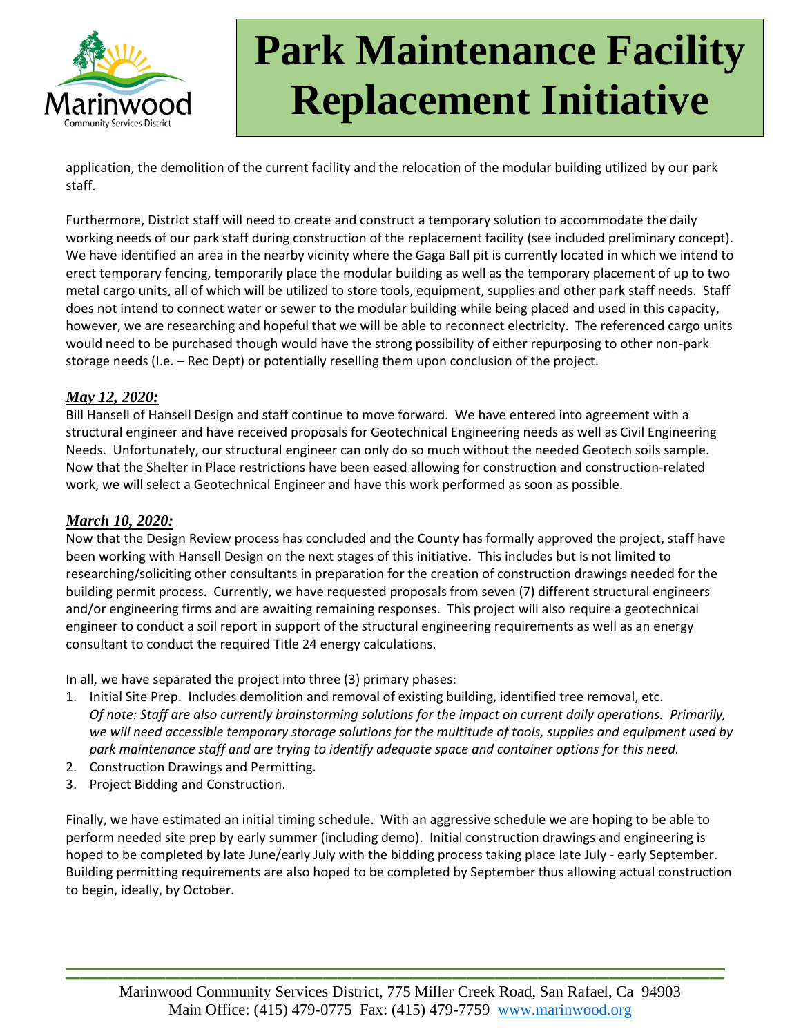application, the demolition of the current facility and the relocation of the modular building utilized by our park staff.

Furthermore, District staff will need to create and construct a temporary solution to accommodate the daily working needs of our park staff during construction of the replacement facility (see included preliminary concept). We have identified an area in the nearby vicinity where the Gaga Ball pit is currently located in which we intend to erect temporary fencing, temporarily place the modular building as well as the temporary placement of up to two metal cargo units, all of which will be utilized to store tools, equipment, supplies and other park staff needs. Staff does not intend to connect water or sewer to the modular building while being placed and used in this capacity, however, we are researching and hopeful that we will be able to reconnect electricity. The referenced cargo units would need to be purchased though would have the strong possibility of either repurposing to other non-park storage needs (I.e. – Rec Dept) or potentially reselling them upon conclusion of the project.

### ***May 12, 2020:***

Bill Hansell of Hansell Design and staff continue to move forward. We have entered into agreement with a structural engineer and have received proposals for Geotechnical Engineering needs as well as Civil Engineering Needs. Unfortunately, our structural engineer can only do so much without the needed Geotech soils sample. Now that the Shelter in Place restrictions have been eased allowing for construction and construction-related work, we will select a Geotechnical Engineer and have this work performed as soon as possible.

### ***March 10, 2020:***

Now that the Design Review process has concluded and the County has formally approved the project, staff have been working with Hansell Design on the next stages of this initiative. This includes but is not limited to researching/soliciting other consultants in preparation for the creation of construction drawings needed for the building permit process. Currently, we have requested proposals from seven (7) different structural engineers and/or engineering firms and are awaiting remaining responses. This project will also require a geotechnical engineer to conduct a soil report in support of the structural engineering requirements as well as an energy consultant to conduct the required Title 24 energy calculations.

In all, we have separated the project into three (3) primary phases:

1. Initial Site Prep. Includes demolition and removal of existing building, identified tree removal, etc.
   *Of note: Staff are also currently brainstorming solutions for the impact on current daily operations. Primarily, we will need accessible temporary storage solutions for the multitude of tools, supplies and equipment used by park maintenance staff and are trying to identify adequate space and container options for this need.*
2. Construction Drawings and Permitting.
3. Project Bidding and Construction.

Finally, we have estimated an initial timing schedule. With an aggressive schedule we are hoping to be able to perform needed site prep by early summer (including demo). Initial construction drawings and engineering is hoped to be completed by late June/early July with the bidding process taking place late July - early September. Building permitting requirements are also hoped to be completed by September thus allowing actual construction to begin, ideally, by October.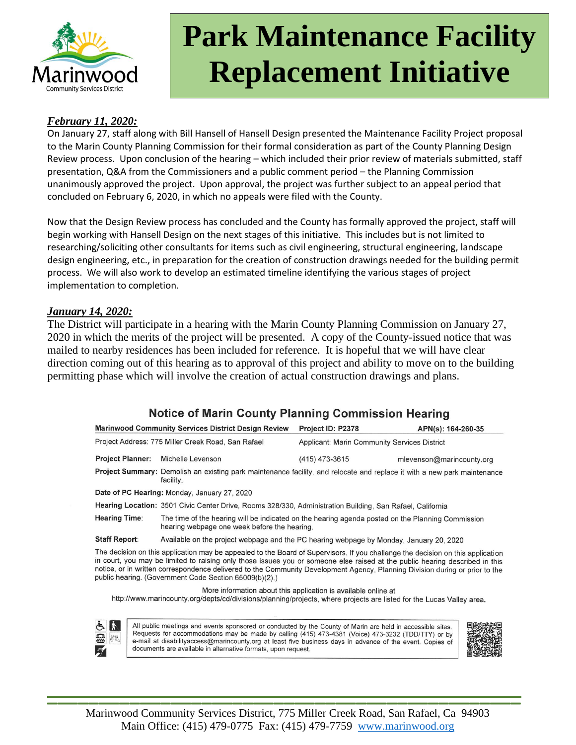# Park Maintenance Facility Replacement Initiative

***February 11, 2020:***

On January 27, staff along with Bill Hansell of Hansell Design presented the Maintenance Facility Project proposal to the Marin County Planning Commission for their formal consideration as part of the County Planning Design Review process. Upon conclusion of the hearing – which included their prior review of materials submitted, staff presentation, Q&A from the Commissioners and a public comment period – the Planning Commission unanimously approved the project. Upon approval, the project was further subject to an appeal period that concluded on February 6, 2020, in which no appeals were filed with the County.

Now that the Design Review process has concluded and the County has formally approved the project, staff will begin working with Hansell Design on the next stages of this initiative. This includes but is not limited to researching/soliciting other consultants for items such as civil engineering, structural engineering, landscape design engineering, etc., in preparation for the creation of construction drawings needed for the building permit process. We will also work to develop an estimated timeline identifying the various stages of project implementation to completion.

***January 14, 2020:***

The District will participate in a hearing with the Marin County Planning Commission on January 27, 2020 in which the merits of the project will be presented. A copy of the County-issued notice that was mailed to nearby residences has been included for reference. It is hopeful that we will have clear direction coming out of this hearing as to approval of this project and ability to move on to the building permitting phase which will involve the creation of actual construction drawings and plans.

## Notice of Marin County Planning Commission Hearing

| **Marinwood Community Services District Design Review** | **Project ID: P2378** | **APN(s): 164-260-35** |
|---|---|---|
| Project Address: 775 Miller Creek Road, San Rafael | Applicant: Marin Community Services District | |
| **Project Planner:** Michelle Levenson | (415) 473-3615 | mlevenson@marincounty.org |

**Project Summary:** Demolish an existing park maintenance facility, and relocate and replace it with a new park maintenance facility.

**Date of PC Hearing:** Monday, January 27, 2020

**Hearing Location:** 3501 Civic Center Drive, Rooms 328/330, Administration Building, San Rafael, California

**Hearing Time:** The time of the hearing will be indicated on the hearing agenda posted on the Planning Commission hearing webpage one week before the hearing.

**Staff Report:** Available on the project webpage and the PC hearing webpage by Monday, January 20, 2020

The decision on this application may be appealed to the Board of Supervisors. If you challenge the decision on this application in court, you may be limited to raising only those issues you or someone else raised at the public hearing described in this notice, or in written correspondence delivered to the Community Development Agency, Planning Division during or prior to the public hearing. (Government Code Section 65009(b)(2).)

More information about this application is available online at
http://www.marincounty.org/depts/cd/divisions/planning/projects, where projects are listed for the Lucas Valley area.

All public meetings and events sponsored or conducted by the County of Marin are held in accessible sites. Requests for accommodations may be made by calling (415) 473-4381 (Voice) 473-3232 (TDD/TTY) or by e-mail at disabilityaccess@marincounty.org at least five business days in advance of the event. Copies of documents are available in alternative formats, upon request.

Marinwood Community Services District, 775 Miller Creek Road, San Rafael, Ca 94903
Main Office: (415) 479-0775 Fax: (415) 479-7759 www.marinwood.org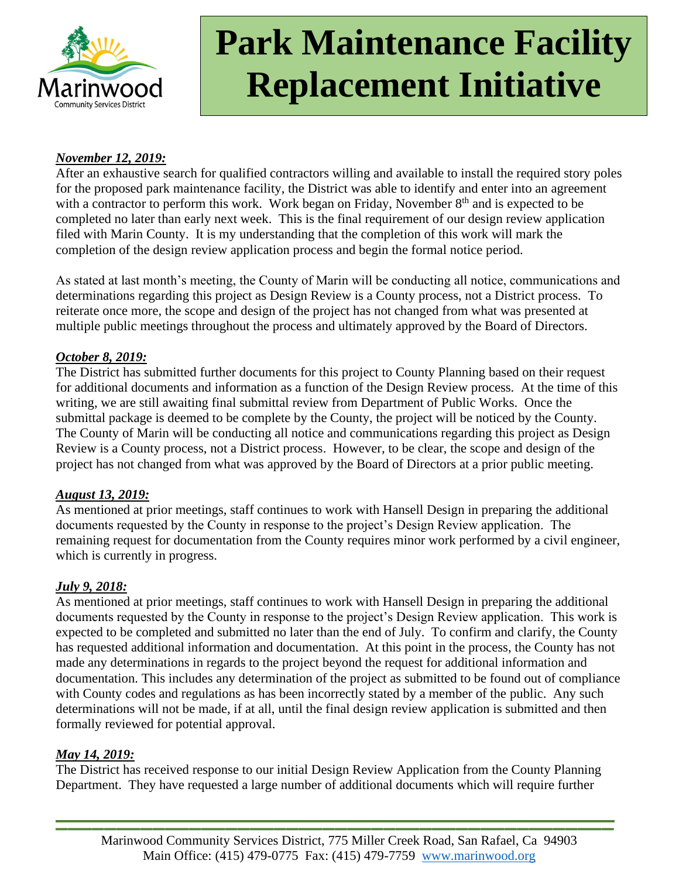# Park Maintenance Facility Replacement Initiative

***November 12, 2019:***

After an exhaustive search for qualified contractors willing and available to install the required story poles for the proposed park maintenance facility, the District was able to identify and enter into an agreement with a contractor to perform this work. Work began on Friday, November 8th and is expected to be completed no later than early next week. This is the final requirement of our design review application filed with Marin County. It is my understanding that the completion of this work will mark the completion of the design review application process and begin the formal notice period.

As stated at last month's meeting, the County of Marin will be conducting all notice, communications and determinations regarding this project as Design Review is a County process, not a District process. To reiterate once more, the scope and design of the project has not changed from what was presented at multiple public meetings throughout the process and ultimately approved by the Board of Directors.

***October 8, 2019:***

The District has submitted further documents for this project to County Planning based on their request for additional documents and information as a function of the Design Review process. At the time of this writing, we are still awaiting final submittal review from Department of Public Works. Once the submittal package is deemed to be complete by the County, the project will be noticed by the County. The County of Marin will be conducting all notice and communications regarding this project as Design Review is a County process, not a District process. However, to be clear, the scope and design of the project has not changed from what was approved by the Board of Directors at a prior public meeting.

***August 13, 2019:***

As mentioned at prior meetings, staff continues to work with Hansell Design in preparing the additional documents requested by the County in response to the project's Design Review application. The remaining request for documentation from the County requires minor work performed by a civil engineer, which is currently in progress.

***July 9, 2018:***

As mentioned at prior meetings, staff continues to work with Hansell Design in preparing the additional documents requested by the County in response to the project's Design Review application. This work is expected to be completed and submitted no later than the end of July. To confirm and clarify, the County has requested additional information and documentation. At this point in the process, the County has not made any determinations in regards to the project beyond the request for additional information and documentation. This includes any determination of the project as submitted to be found out of compliance with County codes and regulations as has been incorrectly stated by a member of the public. Any such determinations will not be made, if at all, until the final design review application is submitted and then formally reviewed for potential approval.

***May 14, 2019:***

The District has received response to our initial Design Review Application from the County Planning Department. They have requested a large number of additional documents which will require further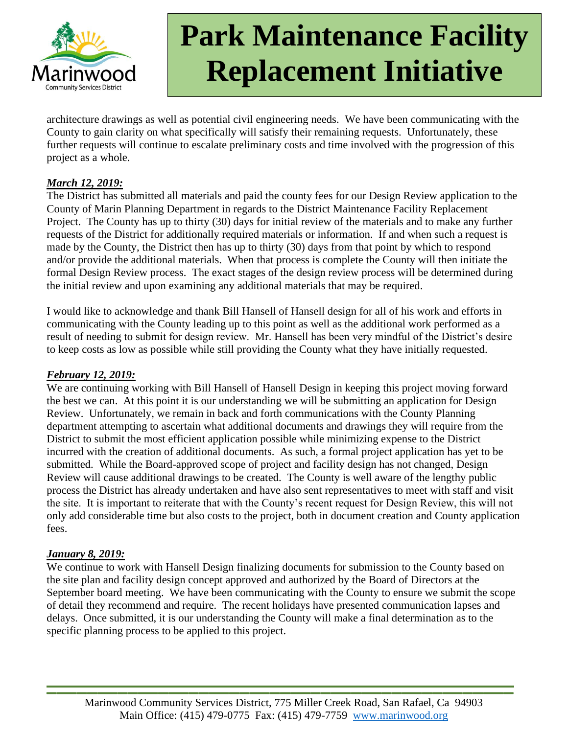# Park Maintenance Facility Replacement Initiative

architecture drawings as well as potential civil engineering needs. We have been communicating with the County to gain clarity on what specifically will satisfy their remaining requests. Unfortunately, these further requests will continue to escalate preliminary costs and time involved with the progression of this project as a whole.

***March 12, 2019:***

The District has submitted all materials and paid the county fees for our Design Review application to the County of Marin Planning Department in regards to the District Maintenance Facility Replacement Project. The County has up to thirty (30) days for initial review of the materials and to make any further requests of the District for additionally required materials or information. If and when such a request is made by the County, the District then has up to thirty (30) days from that point by which to respond and/or provide the additional materials. When that process is complete the County will then initiate the formal Design Review process. The exact stages of the design review process will be determined during the initial review and upon examining any additional materials that may be required.

I would like to acknowledge and thank Bill Hansell of Hansell design for all of his work and efforts in communicating with the County leading up to this point as well as the additional work performed as a result of needing to submit for design review. Mr. Hansell has been very mindful of the District's desire to keep costs as low as possible while still providing the County what they have initially requested.

***February 12, 2019:***

We are continuing working with Bill Hansell of Hansell Design in keeping this project moving forward the best we can. At this point it is our understanding we will be submitting an application for Design Review. Unfortunately, we remain in back and forth communications with the County Planning department attempting to ascertain what additional documents and drawings they will require from the District to submit the most efficient application possible while minimizing expense to the District incurred with the creation of additional documents. As such, a formal project application has yet to be submitted. While the Board-approved scope of project and facility design has not changed, Design Review will cause additional drawings to be created. The County is well aware of the lengthy public process the District has already undertaken and have also sent representatives to meet with staff and visit the site. It is important to reiterate that with the County's recent request for Design Review, this will not only add considerable time but also costs to the project, both in document creation and County application fees.

***January 8, 2019:***

We continue to work with Hansell Design finalizing documents for submission to the County based on the site plan and facility design concept approved and authorized by the Board of Directors at the September board meeting. We have been communicating with the County to ensure we submit the scope of detail they recommend and require. The recent holidays have presented communication lapses and delays. Once submitted, it is our understanding the County will make a final determination as to the specific planning process to be applied to this project.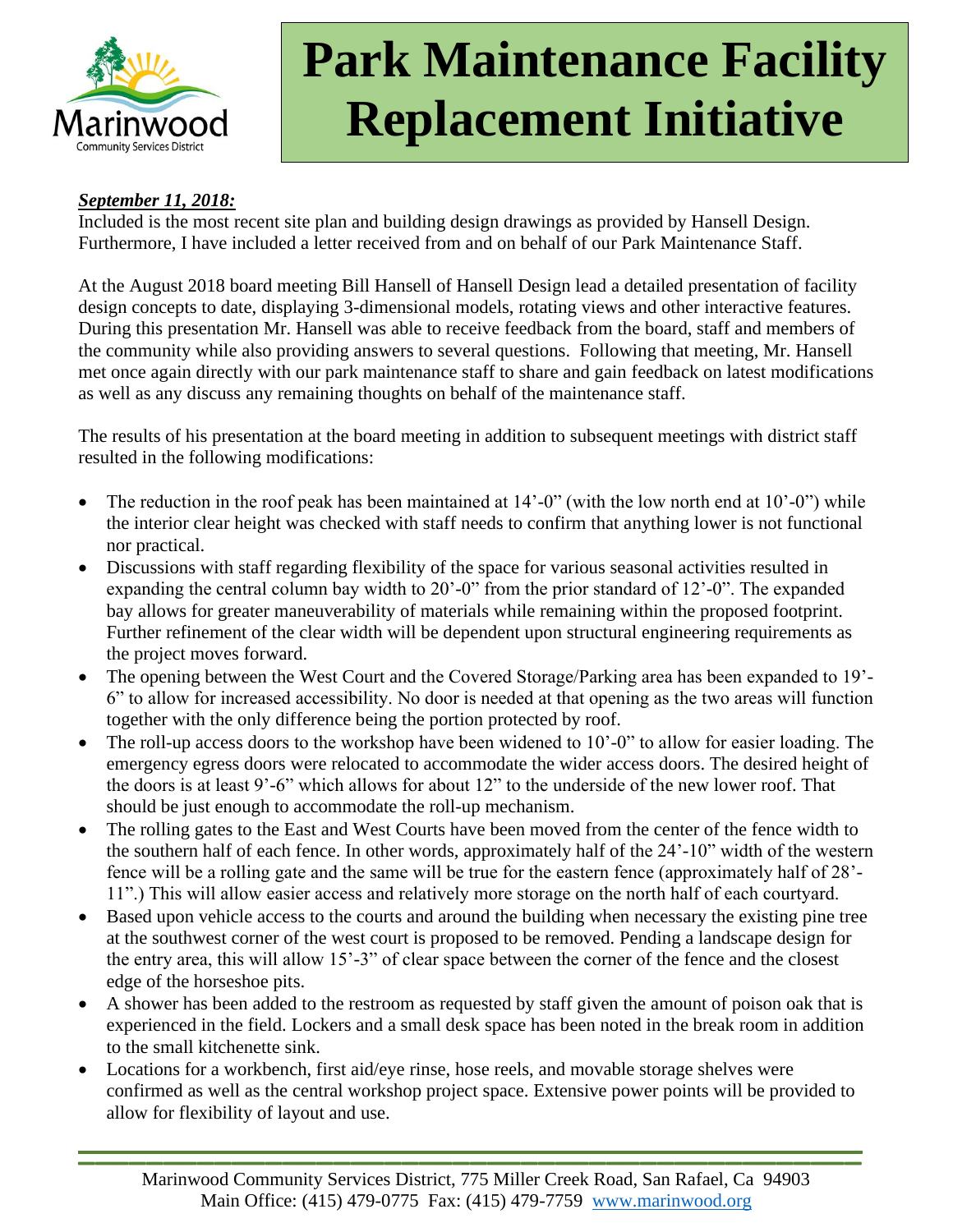# Park Maintenance Facility Replacement Initiative

***September 11, 2018:***

Included is the most recent site plan and building design drawings as provided by Hansell Design. Furthermore, I have included a letter received from and on behalf of our Park Maintenance Staff.

At the August 2018 board meeting Bill Hansell of Hansell Design lead a detailed presentation of facility design concepts to date, displaying 3-dimensional models, rotating views and other interactive features. During this presentation Mr. Hansell was able to receive feedback from the board, staff and members of the community while also providing answers to several questions. Following that meeting, Mr. Hansell met once again directly with our park maintenance staff to share and gain feedback on latest modifications as well as any discuss any remaining thoughts on behalf of the maintenance staff.

The results of his presentation at the board meeting in addition to subsequent meetings with district staff resulted in the following modifications:

- The reduction in the roof peak has been maintained at 14'-0" (with the low north end at 10'-0") while the interior clear height was checked with staff needs to confirm that anything lower is not functional nor practical.
- Discussions with staff regarding flexibility of the space for various seasonal activities resulted in expanding the central column bay width to 20'-0" from the prior standard of 12'-0". The expanded bay allows for greater maneuverability of materials while remaining within the proposed footprint. Further refinement of the clear width will be dependent upon structural engineering requirements as the project moves forward.
- The opening between the West Court and the Covered Storage/Parking area has been expanded to 19'-6" to allow for increased accessibility. No door is needed at that opening as the two areas will function together with the only difference being the portion protected by roof.
- The roll-up access doors to the workshop have been widened to 10'-0" to allow for easier loading. The emergency egress doors were relocated to accommodate the wider access doors. The desired height of the doors is at least 9'-6" which allows for about 12" to the underside of the new lower roof. That should be just enough to accommodate the roll-up mechanism.
- The rolling gates to the East and West Courts have been moved from the center of the fence width to the southern half of each fence. In other words, approximately half of the 24'-10" width of the western fence will be a rolling gate and the same will be true for the eastern fence (approximately half of 28'-11".) This will allow easier access and relatively more storage on the north half of each courtyard.
- Based upon vehicle access to the courts and around the building when necessary the existing pine tree at the southwest corner of the west court is proposed to be removed. Pending a landscape design for the entry area, this will allow 15'-3" of clear space between the corner of the fence and the closest edge of the horseshoe pits.
- A shower has been added to the restroom as requested by staff given the amount of poison oak that is experienced in the field. Lockers and a small desk space has been noted in the break room in addition to the small kitchenette sink.
- Locations for a workbench, first aid/eye rinse, hose reels, and movable storage shelves were confirmed as well as the central workshop project space. Extensive power points will be provided to allow for flexibility of layout and use.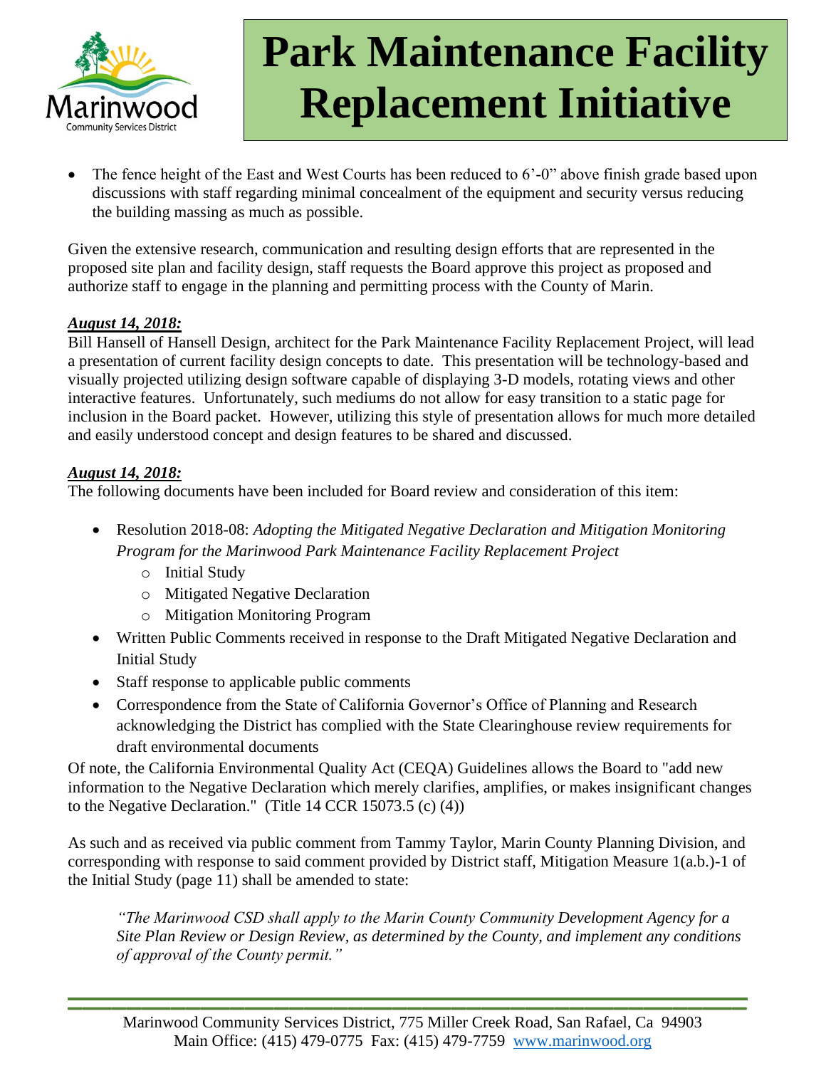- The fence height of the East and West Courts has been reduced to 6'-0" above finish grade based upon discussions with staff regarding minimal concealment of the equipment and security versus reducing the building massing as much as possible.

Given the extensive research, communication and resulting design efforts that are represented in the proposed site plan and facility design, staff requests the Board approve this project as proposed and authorize staff to engage in the planning and permitting process with the County of Marin.

***August 14, 2018:***

Bill Hansell of Hansell Design, architect for the Park Maintenance Facility Replacement Project, will lead a presentation of current facility design concepts to date. This presentation will be technology-based and visually projected utilizing design software capable of displaying 3-D models, rotating views and other interactive features. Unfortunately, such mediums do not allow for easy transition to a static page for inclusion in the Board packet. However, utilizing this style of presentation allows for much more detailed and easily understood concept and design features to be shared and discussed.

***August 14, 2018:***

The following documents have been included for Board review and consideration of this item:

- Resolution 2018-08: *Adopting the Mitigated Negative Declaration and Mitigation Monitoring Program for the Marinwood Park Maintenance Facility Replacement Project*
  - Initial Study
  - Mitigated Negative Declaration
  - Mitigation Monitoring Program
- Written Public Comments received in response to the Draft Mitigated Negative Declaration and Initial Study
- Staff response to applicable public comments
- Correspondence from the State of California Governor's Office of Planning and Research acknowledging the District has complied with the State Clearinghouse review requirements for draft environmental documents

Of note, the California Environmental Quality Act (CEQA) Guidelines allows the Board to "add new information to the Negative Declaration which merely clarifies, amplifies, or makes insignificant changes to the Negative Declaration." (Title 14 CCR 15073.5 (c) (4))

As such and as received via public comment from Tammy Taylor, Marin County Planning Division, and corresponding with response to said comment provided by District staff, Mitigation Measure 1(a.b.)-1 of the Initial Study (page 11) shall be amended to state:

> *"The Marinwood CSD shall apply to the Marin County Community Development Agency for a Site Plan Review or Design Review, as determined by the County, and implement any conditions of approval of the County permit."*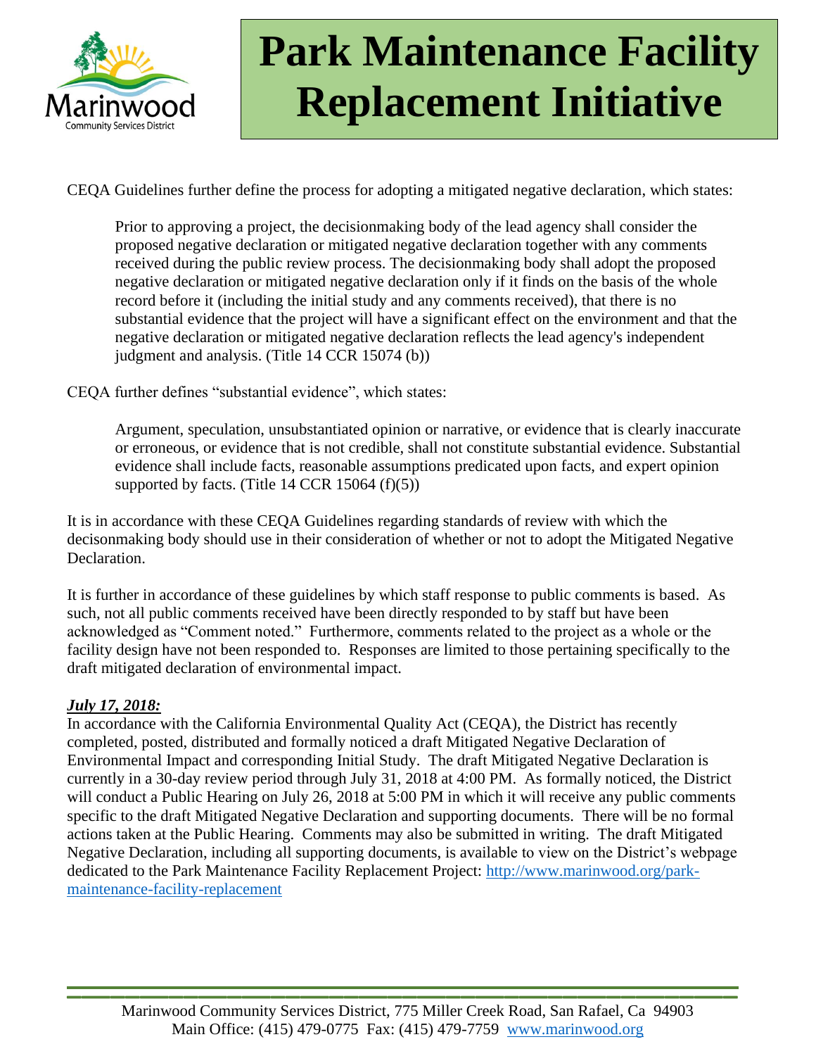# Park Maintenance Facility Replacement Initiative

CEQA Guidelines further define the process for adopting a mitigated negative declaration, which states:

> Prior to approving a project, the decisionmaking body of the lead agency shall consider the proposed negative declaration or mitigated negative declaration together with any comments received during the public review process. The decisionmaking body shall adopt the proposed negative declaration or mitigated negative declaration only if it finds on the basis of the whole record before it (including the initial study and any comments received), that there is no substantial evidence that the project will have a significant effect on the environment and that the negative declaration or mitigated negative declaration reflects the lead agency's independent judgment and analysis. (Title 14 CCR 15074 (b))

CEQA further defines "substantial evidence", which states:

> Argument, speculation, unsubstantiated opinion or narrative, or evidence that is clearly inaccurate or erroneous, or evidence that is not credible, shall not constitute substantial evidence. Substantial evidence shall include facts, reasonable assumptions predicated upon facts, and expert opinion supported by facts. (Title 14 CCR 15064 (f)(5))

It is in accordance with these CEQA Guidelines regarding standards of review with which the decisonmaking body should use in their consideration of whether or not to adopt the Mitigated Negative Declaration.

It is further in accordance of these guidelines by which staff response to public comments is based. As such, not all public comments received have been directly responded to by staff but have been acknowledged as "Comment noted." Furthermore, comments related to the project as a whole or the facility design have not been responded to. Responses are limited to those pertaining specifically to the draft mitigated declaration of environmental impact.

***July 17, 2018:***
In accordance with the California Environmental Quality Act (CEQA), the District has recently completed, posted, distributed and formally noticed a draft Mitigated Negative Declaration of Environmental Impact and corresponding Initial Study. The draft Mitigated Negative Declaration is currently in a 30-day review period through July 31, 2018 at 4:00 PM. As formally noticed, the District will conduct a Public Hearing on July 26, 2018 at 5:00 PM in which it will receive any public comments specific to the draft Mitigated Negative Declaration and supporting documents. There will be no formal actions taken at the Public Hearing. Comments may also be submitted in writing. The draft Mitigated Negative Declaration, including all supporting documents, is available to view on the District's webpage dedicated to the Park Maintenance Facility Replacement Project: [http://www.marinwood.org/park-maintenance-facility-replacement](http://www.marinwood.org/park-maintenance-facility-replacement)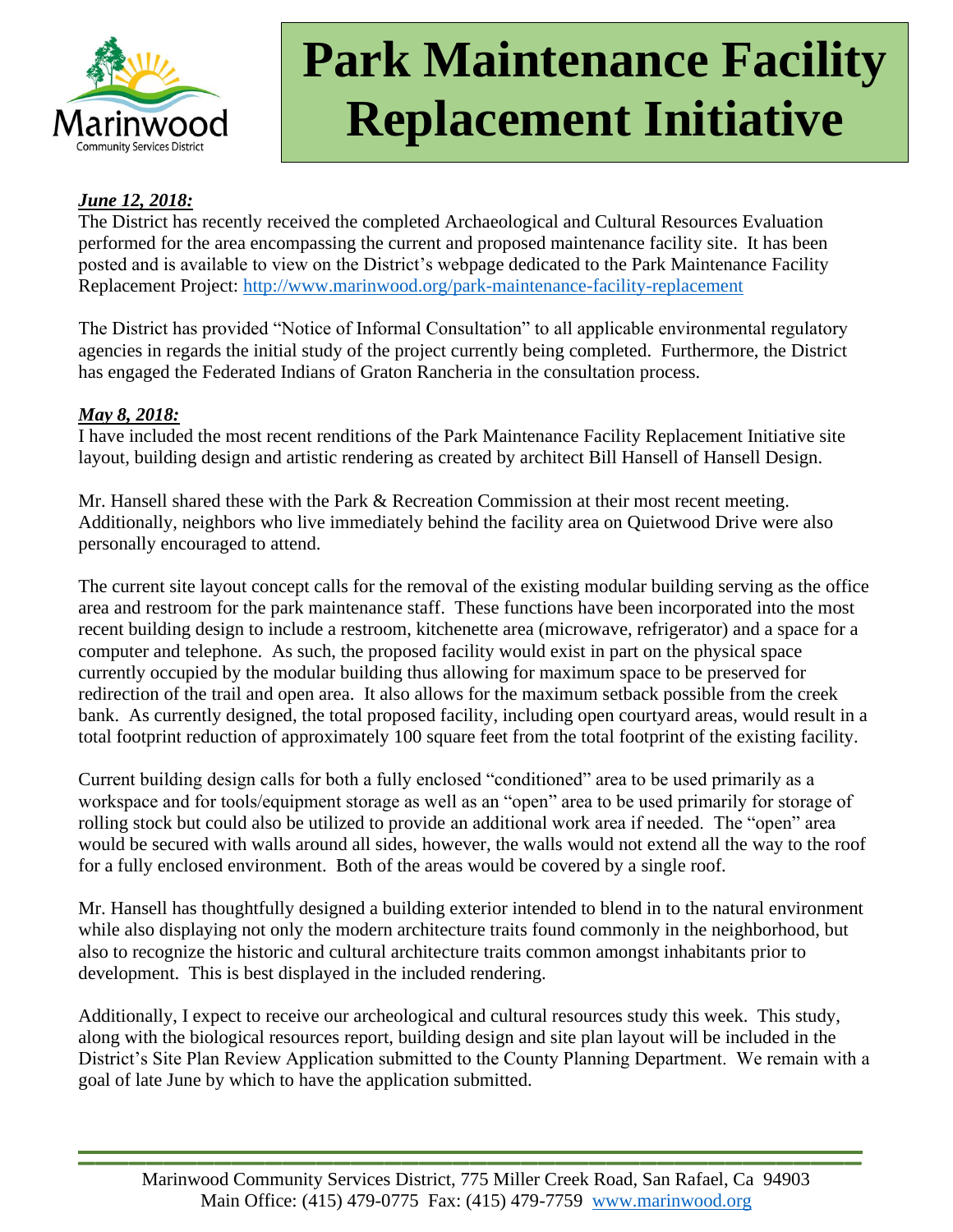# Park Maintenance Facility Replacement Initiative

***June 12, 2018:***

The District has recently received the completed Archaeological and Cultural Resources Evaluation performed for the area encompassing the current and proposed maintenance facility site. It has been posted and is available to view on the District's webpage dedicated to the Park Maintenance Facility Replacement Project: http://www.marinwood.org/park-maintenance-facility-replacement

The District has provided "Notice of Informal Consultation" to all applicable environmental regulatory agencies in regards the initial study of the project currently being completed. Furthermore, the District has engaged the Federated Indians of Graton Rancheria in the consultation process.

***May 8, 2018:***

I have included the most recent renditions of the Park Maintenance Facility Replacement Initiative site layout, building design and artistic rendering as created by architect Bill Hansell of Hansell Design.

Mr. Hansell shared these with the Park & Recreation Commission at their most recent meeting. Additionally, neighbors who live immediately behind the facility area on Quietwood Drive were also personally encouraged to attend.

The current site layout concept calls for the removal of the existing modular building serving as the office area and restroom for the park maintenance staff. These functions have been incorporated into the most recent building design to include a restroom, kitchenette area (microwave, refrigerator) and a space for a computer and telephone. As such, the proposed facility would exist in part on the physical space currently occupied by the modular building thus allowing for maximum space to be preserved for redirection of the trail and open area. It also allows for the maximum setback possible from the creek bank. As currently designed, the total proposed facility, including open courtyard areas, would result in a total footprint reduction of approximately 100 square feet from the total footprint of the existing facility.

Current building design calls for both a fully enclosed "conditioned" area to be used primarily as a workspace and for tools/equipment storage as well as an "open" area to be used primarily for storage of rolling stock but could also be utilized to provide an additional work area if needed. The "open" area would be secured with walls around all sides, however, the walls would not extend all the way to the roof for a fully enclosed environment. Both of the areas would be covered by a single roof.

Mr. Hansell has thoughtfully designed a building exterior intended to blend in to the natural environment while also displaying not only the modern architecture traits found commonly in the neighborhood, but also to recognize the historic and cultural architecture traits common amongst inhabitants prior to development. This is best displayed in the included rendering.

Additionally, I expect to receive our archeological and cultural resources study this week. This study, along with the biological resources report, building design and site plan layout will be included in the District's Site Plan Review Application submitted to the County Planning Department. We remain with a goal of late June by which to have the application submitted.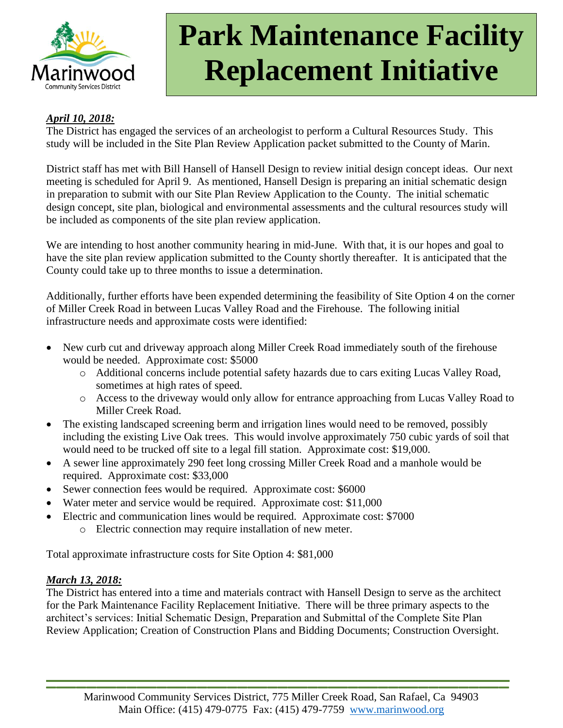# Park Maintenance Facility Replacement Initiative

***April 10, 2018:***

The District has engaged the services of an archeologist to perform a Cultural Resources Study. This study will be included in the Site Plan Review Application packet submitted to the County of Marin.

District staff has met with Bill Hansell of Hansell Design to review initial design concept ideas. Our next meeting is scheduled for April 9. As mentioned, Hansell Design is preparing an initial schematic design in preparation to submit with our Site Plan Review Application to the County. The initial schematic design concept, site plan, biological and environmental assessments and the cultural resources study will be included as components of the site plan review application.

We are intending to host another community hearing in mid-June. With that, it is our hopes and goal to have the site plan review application submitted to the County shortly thereafter. It is anticipated that the County could take up to three months to issue a determination.

Additionally, further efforts have been expended determining the feasibility of Site Option 4 on the corner of Miller Creek Road in between Lucas Valley Road and the Firehouse. The following initial infrastructure needs and approximate costs were identified:

- New curb cut and driveway approach along Miller Creek Road immediately south of the firehouse would be needed. Approximate cost: $5000
  - Additional concerns include potential safety hazards due to cars exiting Lucas Valley Road, sometimes at high rates of speed.
  - Access to the driveway would only allow for entrance approaching from Lucas Valley Road to Miller Creek Road.
- The existing landscaped screening berm and irrigation lines would need to be removed, possibly including the existing Live Oak trees. This would involve approximately 750 cubic yards of soil that would need to be trucked off site to a legal fill station. Approximate cost: $19,000.
- A sewer line approximately 290 feet long crossing Miller Creek Road and a manhole would be required. Approximate cost: $33,000
- Sewer connection fees would be required. Approximate cost: $6000
- Water meter and service would be required. Approximate cost: $11,000
- Electric and communication lines would be required. Approximate cost: $7000
  - Electric connection may require installation of new meter.

Total approximate infrastructure costs for Site Option 4: $81,000

***March 13, 2018:***

The District has entered into a time and materials contract with Hansell Design to serve as the architect for the Park Maintenance Facility Replacement Initiative. There will be three primary aspects to the architect's services: Initial Schematic Design, Preparation and Submittal of the Complete Site Plan Review Application; Creation of Construction Plans and Bidding Documents; Construction Oversight.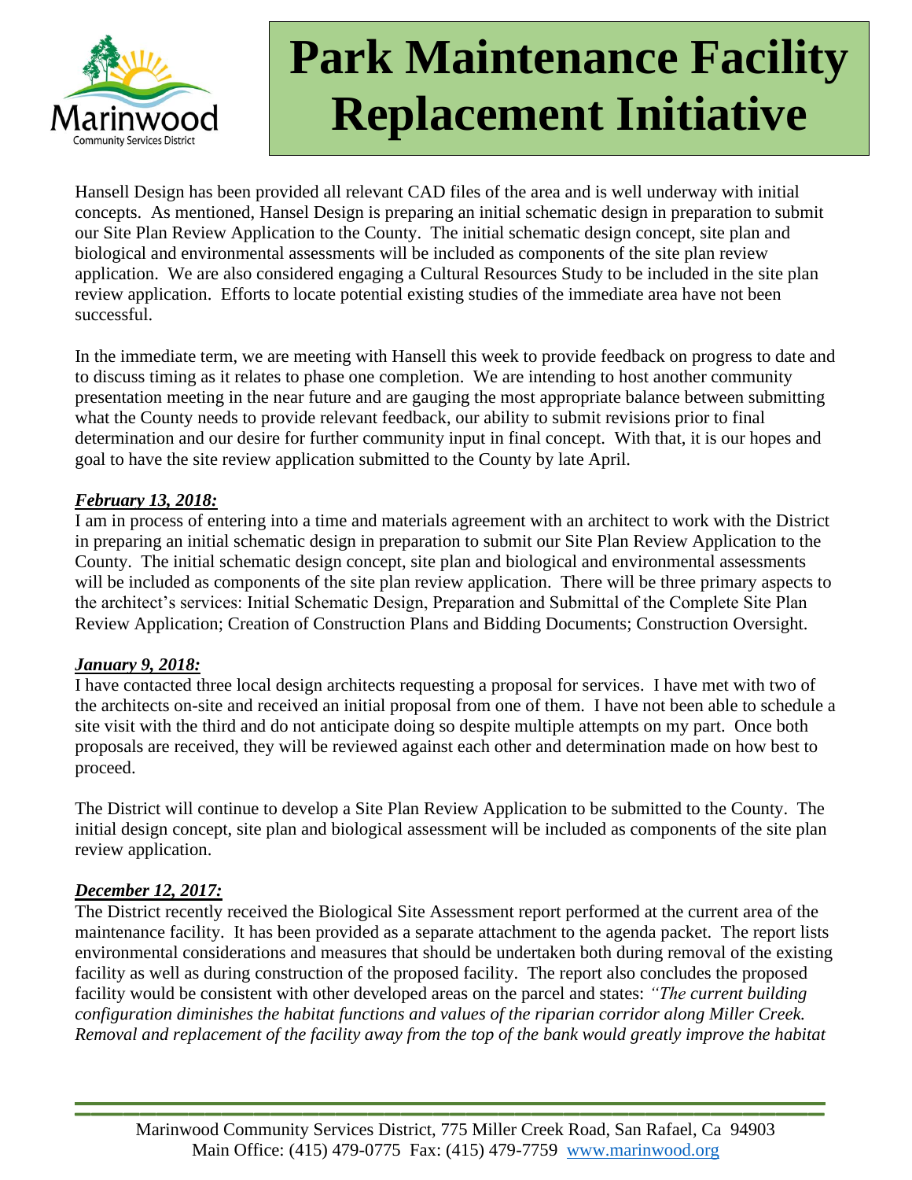# Park Maintenance Facility Replacement Initiative

Hansell Design has been provided all relevant CAD files of the area and is well underway with initial concepts. As mentioned, Hansel Design is preparing an initial schematic design in preparation to submit our Site Plan Review Application to the County. The initial schematic design concept, site plan and biological and environmental assessments will be included as components of the site plan review application. We are also considered engaging a Cultural Resources Study to be included in the site plan review application. Efforts to locate potential existing studies of the immediate area have not been successful.

In the immediate term, we are meeting with Hansell this week to provide feedback on progress to date and to discuss timing as it relates to phase one completion. We are intending to host another community presentation meeting in the near future and are gauging the most appropriate balance between submitting what the County needs to provide relevant feedback, our ability to submit revisions prior to final determination and our desire for further community input in final concept. With that, it is our hopes and goal to have the site review application submitted to the County by late April.

***February 13, 2018:***

I am in process of entering into a time and materials agreement with an architect to work with the District in preparing an initial schematic design in preparation to submit our Site Plan Review Application to the County. The initial schematic design concept, site plan and biological and environmental assessments will be included as components of the site plan review application. There will be three primary aspects to the architect's services: Initial Schematic Design, Preparation and Submittal of the Complete Site Plan Review Application; Creation of Construction Plans and Bidding Documents; Construction Oversight.

***January 9, 2018:***

I have contacted three local design architects requesting a proposal for services. I have met with two of the architects on-site and received an initial proposal from one of them. I have not been able to schedule a site visit with the third and do not anticipate doing so despite multiple attempts on my part. Once both proposals are received, they will be reviewed against each other and determination made on how best to proceed.

The District will continue to develop a Site Plan Review Application to be submitted to the County. The initial design concept, site plan and biological assessment will be included as components of the site plan review application.

***December 12, 2017:***

The District recently received the Biological Site Assessment report performed at the current area of the maintenance facility. It has been provided as a separate attachment to the agenda packet. The report lists environmental considerations and measures that should be undertaken both during removal of the existing facility as well as during construction of the proposed facility. The report also concludes the proposed facility would be consistent with other developed areas on the parcel and states: *"The current building configuration diminishes the habitat functions and values of the riparian corridor along Miller Creek. Removal and replacement of the facility away from the top of the bank would greatly improve the habitat*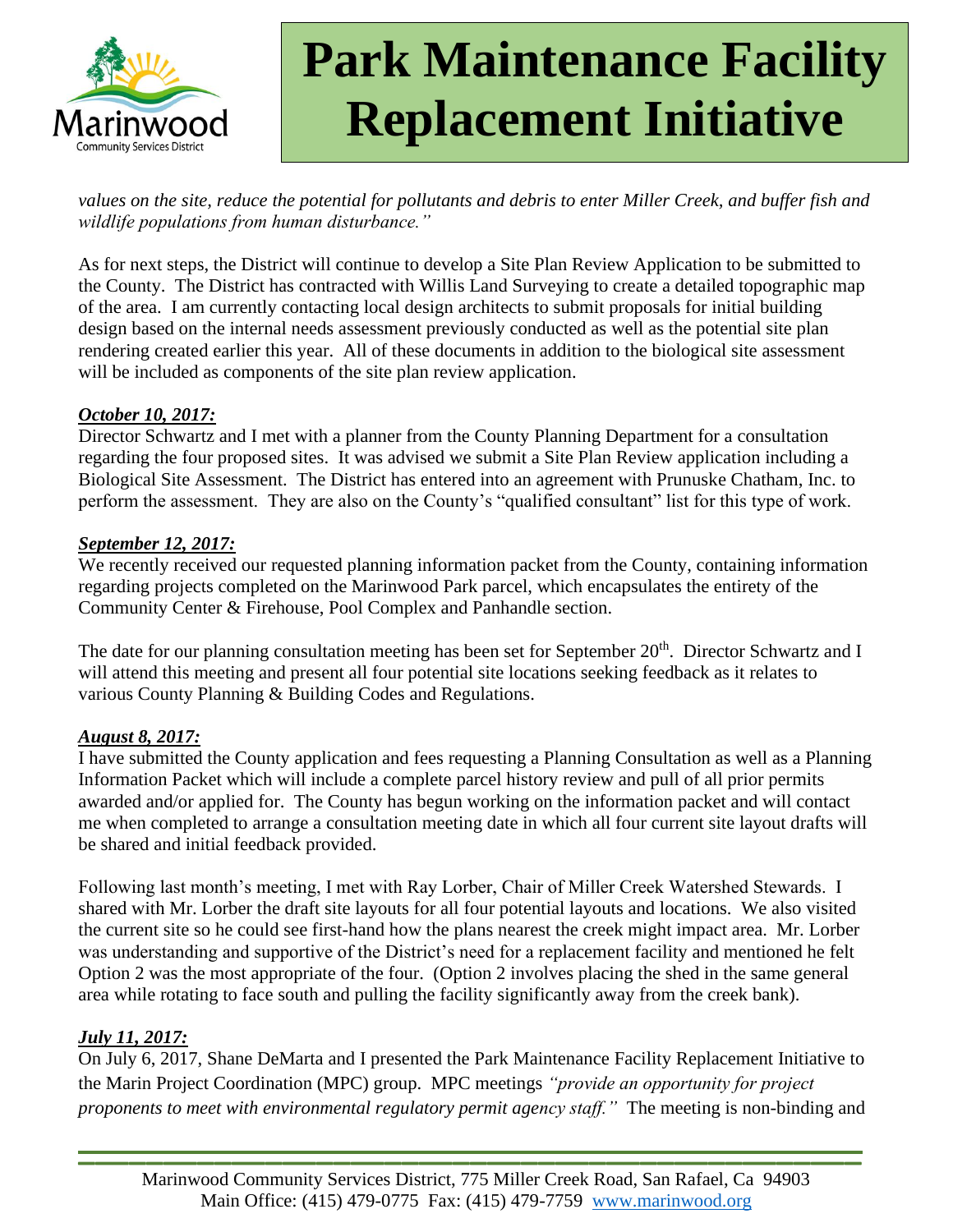*values on the site, reduce the potential for pollutants and debris to enter Miller Creek, and buffer fish and wildlife populations from human disturbance."*

As for next steps, the District will continue to develop a Site Plan Review Application to be submitted to the County. The District has contracted with Willis Land Surveying to create a detailed topographic map of the area. I am currently contacting local design architects to submit proposals for initial building design based on the internal needs assessment previously conducted as well as the potential site plan rendering created earlier this year. All of these documents in addition to the biological site assessment will be included as components of the site plan review application.

***<u>October 10, 2017:</u>***

Director Schwartz and I met with a planner from the County Planning Department for a consultation regarding the four proposed sites. It was advised we submit a Site Plan Review application including a Biological Site Assessment. The District has entered into an agreement with Prunuske Chatham, Inc. to perform the assessment. They are also on the County's "qualified consultant" list for this type of work.

***<u>September 12, 2017:</u>***

We recently received our requested planning information packet from the County, containing information regarding projects completed on the Marinwood Park parcel, which encapsulates the entirety of the Community Center & Firehouse, Pool Complex and Panhandle section.

The date for our planning consultation meeting has been set for September 20th. Director Schwartz and I will attend this meeting and present all four potential site locations seeking feedback as it relates to various County Planning & Building Codes and Regulations.

***<u>August 8, 2017:</u>***

I have submitted the County application and fees requesting a Planning Consultation as well as a Planning Information Packet which will include a complete parcel history review and pull of all prior permits awarded and/or applied for. The County has begun working on the information packet and will contact me when completed to arrange a consultation meeting date in which all four current site layout drafts will be shared and initial feedback provided.

Following last month's meeting, I met with Ray Lorber, Chair of Miller Creek Watershed Stewards. I shared with Mr. Lorber the draft site layouts for all four potential layouts and locations. We also visited the current site so he could see first-hand how the plans nearest the creek might impact area. Mr. Lorber was understanding and supportive of the District's need for a replacement facility and mentioned he felt Option 2 was the most appropriate of the four. (Option 2 involves placing the shed in the same general area while rotating to face south and pulling the facility significantly away from the creek bank).

***<u>July 11, 2017:</u>***

On July 6, 2017, Shane DeMarta and I presented the Park Maintenance Facility Replacement Initiative to the Marin Project Coordination (MPC) group. MPC meetings *"provide an opportunity for project proponents to meet with environmental regulatory permit agency staff."* The meeting is non-binding and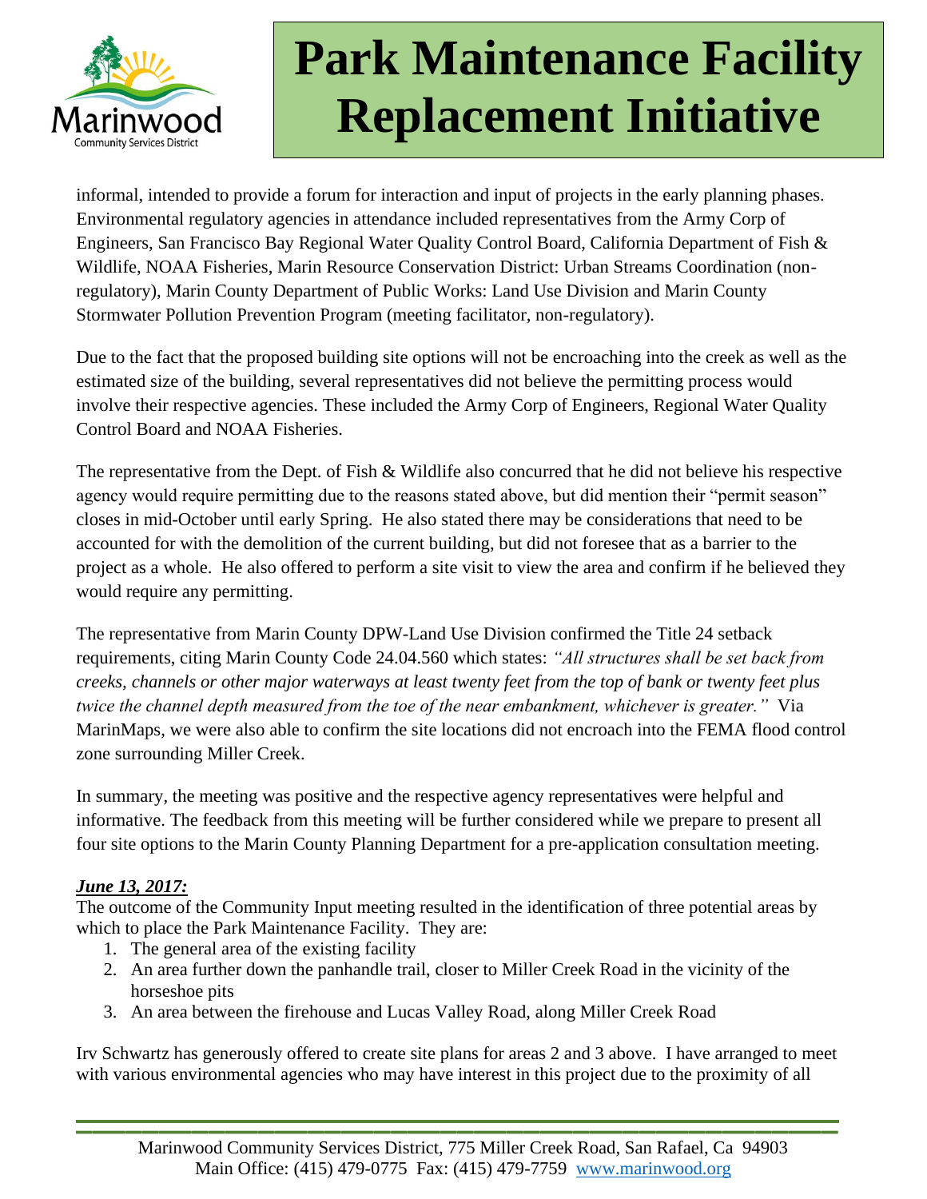informal, intended to provide a forum for interaction and input of projects in the early planning phases. Environmental regulatory agencies in attendance included representatives from the Army Corp of Engineers, San Francisco Bay Regional Water Quality Control Board, California Department of Fish & Wildlife, NOAA Fisheries, Marin Resource Conservation District: Urban Streams Coordination (non-regulatory), Marin County Department of Public Works: Land Use Division and Marin County Stormwater Pollution Prevention Program (meeting facilitator, non-regulatory).

Due to the fact that the proposed building site options will not be encroaching into the creek as well as the estimated size of the building, several representatives did not believe the permitting process would involve their respective agencies. These included the Army Corp of Engineers, Regional Water Quality Control Board and NOAA Fisheries.

The representative from the Dept. of Fish & Wildlife also concurred that he did not believe his respective agency would require permitting due to the reasons stated above, but did mention their "permit season" closes in mid-October until early Spring. He also stated there may be considerations that need to be accounted for with the demolition of the current building, but did not foresee that as a barrier to the project as a whole. He also offered to perform a site visit to view the area and confirm if he believed they would require any permitting.

The representative from Marin County DPW-Land Use Division confirmed the Title 24 setback requirements, citing Marin County Code 24.04.560 which states: *"All structures shall be set back from creeks, channels or other major waterways at least twenty feet from the top of bank or twenty feet plus twice the channel depth measured from the toe of the near embankment, whichever is greater."* Via MarinMaps, we were also able to confirm the site locations did not encroach into the FEMA flood control zone surrounding Miller Creek.

In summary, the meeting was positive and the respective agency representatives were helpful and informative. The feedback from this meeting will be further considered while we prepare to present all four site options to the Marin County Planning Department for a pre-application consultation meeting.

***June 13, 2017:***

The outcome of the Community Input meeting resulted in the identification of three potential areas by which to place the Park Maintenance Facility. They are:

1. The general area of the existing facility
2. An area further down the panhandle trail, closer to Miller Creek Road in the vicinity of the horseshoe pits
3. An area between the firehouse and Lucas Valley Road, along Miller Creek Road

Irv Schwartz has generously offered to create site plans for areas 2 and 3 above. I have arranged to meet with various environmental agencies who may have interest in this project due to the proximity of all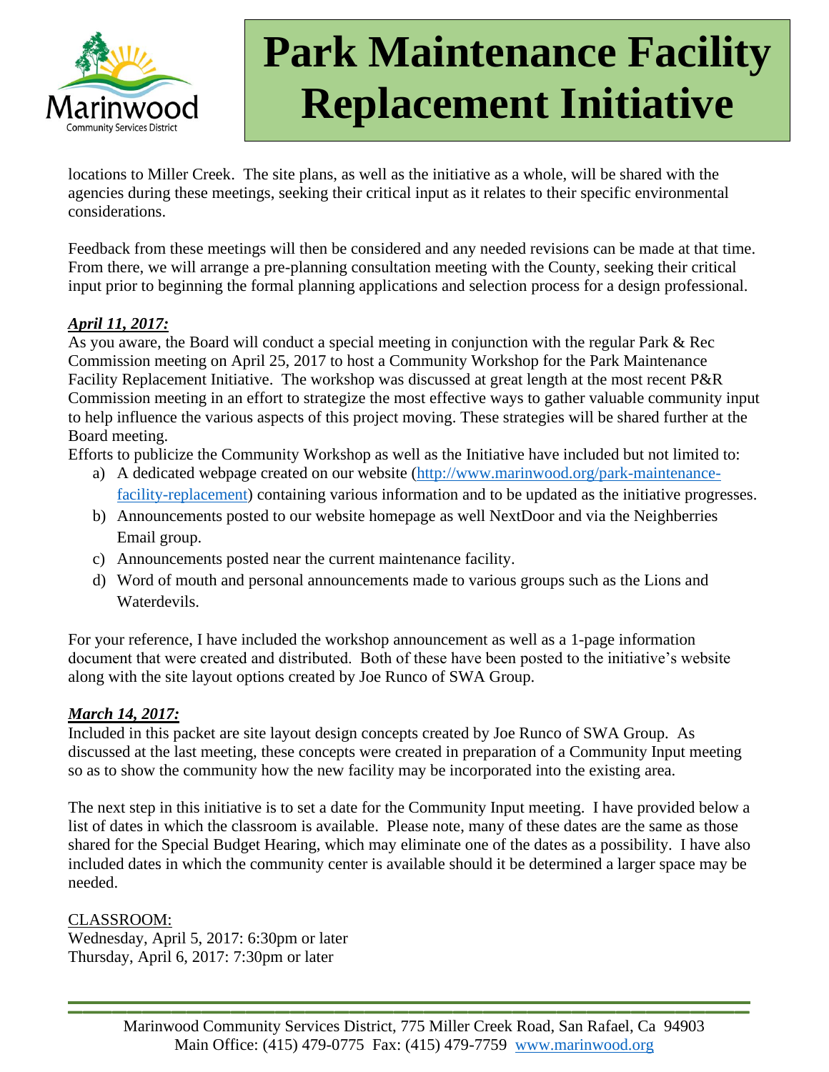# Park Maintenance Facility Replacement Initiative

locations to Miller Creek. The site plans, as well as the initiative as a whole, will be shared with the agencies during these meetings, seeking their critical input as it relates to their specific environmental considerations.

Feedback from these meetings will then be considered and any needed revisions can be made at that time. From there, we will arrange a pre-planning consultation meeting with the County, seeking their critical input prior to beginning the formal planning applications and selection process for a design professional.

***April 11, 2017:***

As you aware, the Board will conduct a special meeting in conjunction with the regular Park & Rec Commission meeting on April 25, 2017 to host a Community Workshop for the Park Maintenance Facility Replacement Initiative. The workshop was discussed at great length at the most recent P&R Commission meeting in an effort to strategize the most effective ways to gather valuable community input to help influence the various aspects of this project moving. These strategies will be shared further at the Board meeting.

Efforts to publicize the Community Workshop as well as the Initiative have included but not limited to:

a) A dedicated webpage created on our website (http://www.marinwood.org/park-maintenance-facility-replacement) containing various information and to be updated as the initiative progresses.
b) Announcements posted to our website homepage as well NextDoor and via the Neighberries Email group.
c) Announcements posted near the current maintenance facility.
d) Word of mouth and personal announcements made to various groups such as the Lions and Waterdevils.

For your reference, I have included the workshop announcement as well as a 1-page information document that were created and distributed. Both of these have been posted to the initiative's website along with the site layout options created by Joe Runco of SWA Group.

***March 14, 2017:***

Included in this packet are site layout design concepts created by Joe Runco of SWA Group. As discussed at the last meeting, these concepts were created in preparation of a Community Input meeting so as to show the community how the new facility may be incorporated into the existing area.

The next step in this initiative is to set a date for the Community Input meeting. I have provided below a list of dates in which the classroom is available. Please note, many of these dates are the same as those shared for the Special Budget Hearing, which may eliminate one of the dates as a possibility. I have also included dates in which the community center is available should it be determined a larger space may be needed.

CLASSROOM:
Wednesday, April 5, 2017: 6:30pm or later
Thursday, April 6, 2017: 7:30pm or later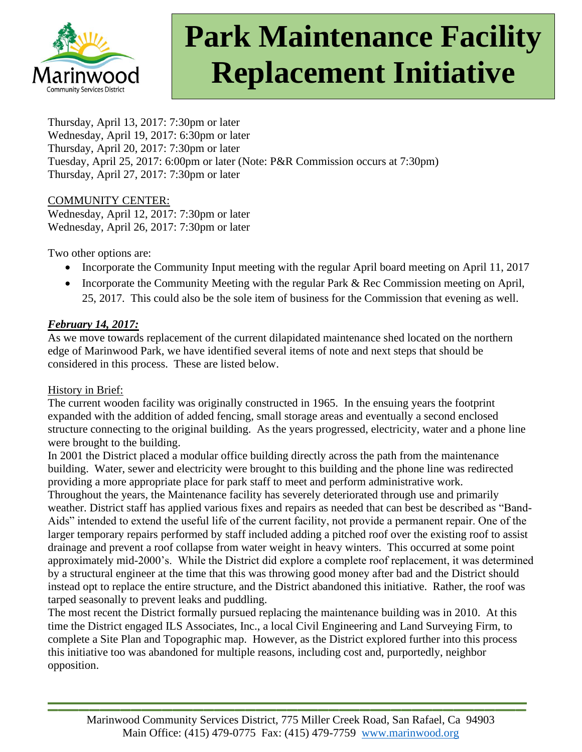# Park Maintenance Facility Replacement Initiative

Thursday, April 13, 2017: 7:30pm or later
Wednesday, April 19, 2017: 6:30pm or later
Thursday, April 20, 2017: 7:30pm or later
Tuesday, April 25, 2017: 6:00pm or later (Note: P&R Commission occurs at 7:30pm)
Thursday, April 27, 2017: 7:30pm or later

COMMUNITY CENTER:
Wednesday, April 12, 2017: 7:30pm or later
Wednesday, April 26, 2017: 7:30pm or later

Two other options are:

- Incorporate the Community Input meeting with the regular April board meeting on April 11, 2017
- Incorporate the Community Meeting with the regular Park & Rec Commission meeting on April, 25, 2017. This could also be the sole item of business for the Commission that evening as well.

***February 14, 2017:***

As we move towards replacement of the current dilapidated maintenance shed located on the northern edge of Marinwood Park, we have identified several items of note and next steps that should be considered in this process. These are listed below.

History in Brief:

The current wooden facility was originally constructed in 1965. In the ensuing years the footprint expanded with the addition of added fencing, small storage areas and eventually a second enclosed structure connecting to the original building. As the years progressed, electricity, water and a phone line were brought to the building.

In 2001 the District placed a modular office building directly across the path from the maintenance building. Water, sewer and electricity were brought to this building and the phone line was redirected providing a more appropriate place for park staff to meet and perform administrative work.

Throughout the years, the Maintenance facility has severely deteriorated through use and primarily weather. District staff has applied various fixes and repairs as needed that can best be described as "Band-Aids" intended to extend the useful life of the current facility, not provide a permanent repair. One of the larger temporary repairs performed by staff included adding a pitched roof over the existing roof to assist drainage and prevent a roof collapse from water weight in heavy winters. This occurred at some point approximately mid-2000's. While the District did explore a complete roof replacement, it was determined by a structural engineer at the time that this was throwing good money after bad and the District should instead opt to replace the entire structure, and the District abandoned this initiative. Rather, the roof was tarped seasonally to prevent leaks and puddling.

The most recent the District formally pursued replacing the maintenance building was in 2010. At this time the District engaged ILS Associates, Inc., a local Civil Engineering and Land Surveying Firm, to complete a Site Plan and Topographic map. However, as the District explored further into this process this initiative too was abandoned for multiple reasons, including cost and, purportedly, neighbor opposition.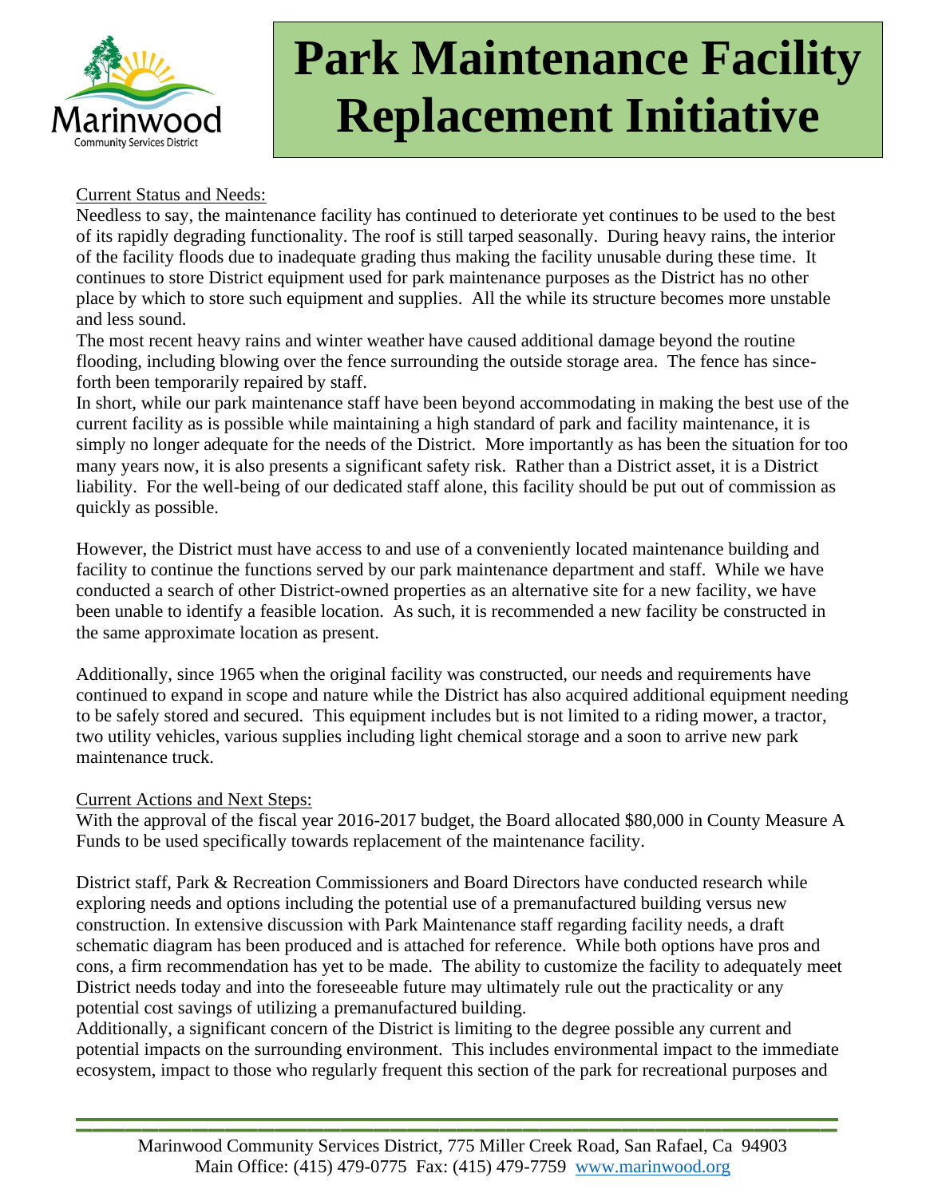# Park Maintenance Facility Replacement Initiative

Current Status and Needs:

Needless to say, the maintenance facility has continued to deteriorate yet continues to be used to the best of its rapidly degrading functionality. The roof is still tarped seasonally. During heavy rains, the interior of the facility floods due to inadequate grading thus making the facility unusable during these time. It continues to store District equipment used for park maintenance purposes as the District has no other place by which to store such equipment and supplies. All the while its structure becomes more unstable and less sound.

The most recent heavy rains and winter weather have caused additional damage beyond the routine flooding, including blowing over the fence surrounding the outside storage area. The fence has since-forth been temporarily repaired by staff.

In short, while our park maintenance staff have been beyond accommodating in making the best use of the current facility as is possible while maintaining a high standard of park and facility maintenance, it is simply no longer adequate for the needs of the District. More importantly as has been the situation for too many years now, it is also presents a significant safety risk. Rather than a District asset, it is a District liability. For the well-being of our dedicated staff alone, this facility should be put out of commission as quickly as possible.

However, the District must have access to and use of a conveniently located maintenance building and facility to continue the functions served by our park maintenance department and staff. While we have conducted a search of other District-owned properties as an alternative site for a new facility, we have been unable to identify a feasible location. As such, it is recommended a new facility be constructed in the same approximate location as present.

Additionally, since 1965 when the original facility was constructed, our needs and requirements have continued to expand in scope and nature while the District has also acquired additional equipment needing to be safely stored and secured. This equipment includes but is not limited to a riding mower, a tractor, two utility vehicles, various supplies including light chemical storage and a soon to arrive new park maintenance truck.

Current Actions and Next Steps:

With the approval of the fiscal year 2016-2017 budget, the Board allocated $80,000 in County Measure A Funds to be used specifically towards replacement of the maintenance facility.

District staff, Park & Recreation Commissioners and Board Directors have conducted research while exploring needs and options including the potential use of a premanufactured building versus new construction. In extensive discussion with Park Maintenance staff regarding facility needs, a draft schematic diagram has been produced and is attached for reference. While both options have pros and cons, a firm recommendation has yet to be made. The ability to customize the facility to adequately meet District needs today and into the foreseeable future may ultimately rule out the practicality or any potential cost savings of utilizing a premanufactured building.

Additionally, a significant concern of the District is limiting to the degree possible any current and potential impacts on the surrounding environment. This includes environmental impact to the immediate ecosystem, impact to those who regularly frequent this section of the park for recreational purposes and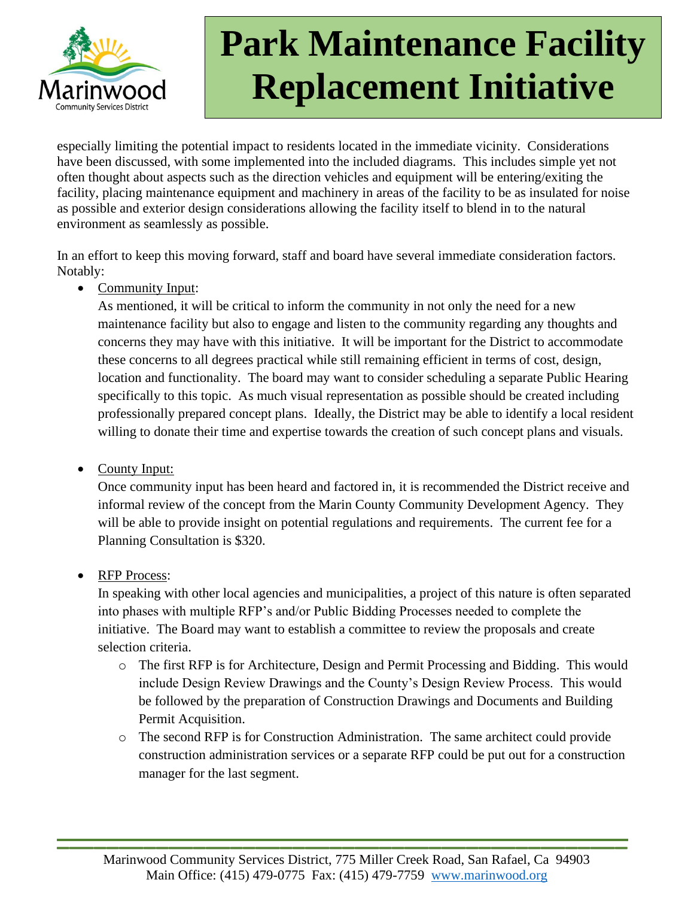especially limiting the potential impact to residents located in the immediate vicinity. Considerations have been discussed, with some implemented into the included diagrams. This includes simple yet not often thought about aspects such as the direction vehicles and equipment will be entering/exiting the facility, placing maintenance equipment and machinery in areas of the facility to be as insulated for noise as possible and exterior design considerations allowing the facility itself to blend in to the natural environment as seamlessly as possible.

In an effort to keep this moving forward, staff and board have several immediate consideration factors. Notably:

- Community Input:
  As mentioned, it will be critical to inform the community in not only the need for a new maintenance facility but also to engage and listen to the community regarding any thoughts and concerns they may have with this initiative. It will be important for the District to accommodate these concerns to all degrees practical while still remaining efficient in terms of cost, design, location and functionality. The board may want to consider scheduling a separate Public Hearing specifically to this topic. As much visual representation as possible should be created including professionally prepared concept plans. Ideally, the District may be able to identify a local resident willing to donate their time and expertise towards the creation of such concept plans and visuals.

- County Input:
  Once community input has been heard and factored in, it is recommended the District receive and informal review of the concept from the Marin County Community Development Agency. They will be able to provide insight on potential regulations and requirements. The current fee for a Planning Consultation is $320.

- RFP Process:
  In speaking with other local agencies and municipalities, a project of this nature is often separated into phases with multiple RFP's and/or Public Bidding Processes needed to complete the initiative. The Board may want to establish a committee to review the proposals and create selection criteria.
  - The first RFP is for Architecture, Design and Permit Processing and Bidding. This would include Design Review Drawings and the County's Design Review Process. This would be followed by the preparation of Construction Drawings and Documents and Building Permit Acquisition.
  - The second RFP is for Construction Administration. The same architect could provide construction administration services or a separate RFP could be put out for a construction manager for the last segment.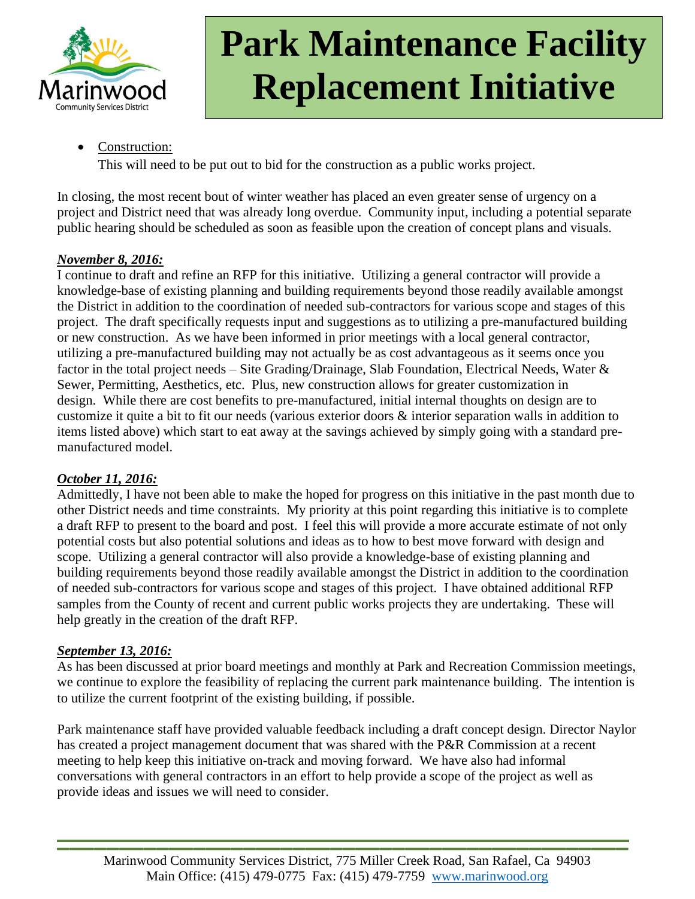# Park Maintenance Facility Replacement Initiative

- Construction:
  This will need to be put out to bid for the construction as a public works project.

In closing, the most recent bout of winter weather has placed an even greater sense of urgency on a project and District need that was already long overdue. Community input, including a potential separate public hearing should be scheduled as soon as feasible upon the creation of concept plans and visuals.

***November 8, 2016:***
I continue to draft and refine an RFP for this initiative. Utilizing a general contractor will provide a knowledge-base of existing planning and building requirements beyond those readily available amongst the District in addition to the coordination of needed sub-contractors for various scope and stages of this project. The draft specifically requests input and suggestions as to utilizing a pre-manufactured building or new construction. As we have been informed in prior meetings with a local general contractor, utilizing a pre-manufactured building may not actually be as cost advantageous as it seems once you factor in the total project needs – Site Grading/Drainage, Slab Foundation, Electrical Needs, Water & Sewer, Permitting, Aesthetics, etc. Plus, new construction allows for greater customization in design. While there are cost benefits to pre-manufactured, initial internal thoughts on design are to customize it quite a bit to fit our needs (various exterior doors & interior separation walls in addition to items listed above) which start to eat away at the savings achieved by simply going with a standard pre-manufactured model.

***October 11, 2016:***
Admittedly, I have not been able to make the hoped for progress on this initiative in the past month due to other District needs and time constraints. My priority at this point regarding this initiative is to complete a draft RFP to present to the board and post. I feel this will provide a more accurate estimate of not only potential costs but also potential solutions and ideas as to how to best move forward with design and scope. Utilizing a general contractor will also provide a knowledge-base of existing planning and building requirements beyond those readily available amongst the District in addition to the coordination of needed sub-contractors for various scope and stages of this project. I have obtained additional RFP samples from the County of recent and current public works projects they are undertaking. These will help greatly in the creation of the draft RFP.

***September 13, 2016:***
As has been discussed at prior board meetings and monthly at Park and Recreation Commission meetings, we continue to explore the feasibility of replacing the current park maintenance building. The intention is to utilize the current footprint of the existing building, if possible.

Park maintenance staff have provided valuable feedback including a draft concept design. Director Naylor has created a project management document that was shared with the P&R Commission at a recent meeting to help keep this initiative on-track and moving forward. We have also had informal conversations with general contractors in an effort to help provide a scope of the project as well as provide ideas and issues we will need to consider.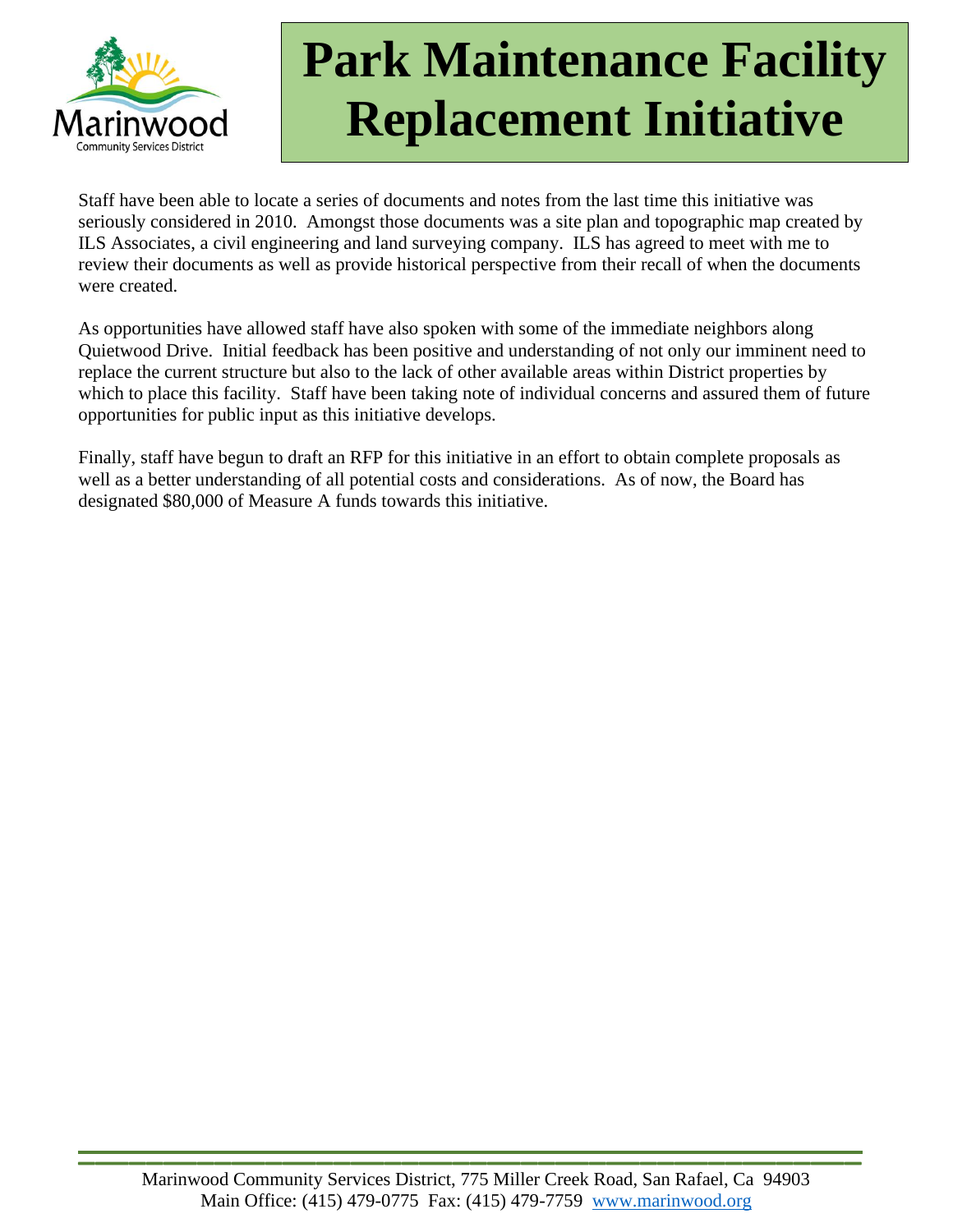# Park Maintenance Facility Replacement Initiative

Staff have been able to locate a series of documents and notes from the last time this initiative was seriously considered in 2010. Amongst those documents was a site plan and topographic map created by ILS Associates, a civil engineering and land surveying company. ILS has agreed to meet with me to review their documents as well as provide historical perspective from their recall of when the documents were created.

As opportunities have allowed staff have also spoken with some of the immediate neighbors along Quietwood Drive. Initial feedback has been positive and understanding of not only our imminent need to replace the current structure but also to the lack of other available areas within District properties by which to place this facility. Staff have been taking note of individual concerns and assured them of future opportunities for public input as this initiative develops.

Finally, staff have begun to draft an RFP for this initiative in an effort to obtain complete proposals as well as a better understanding of all potential costs and considerations. As of now, the Board has designated $80,000 of Measure A funds towards this initiative.